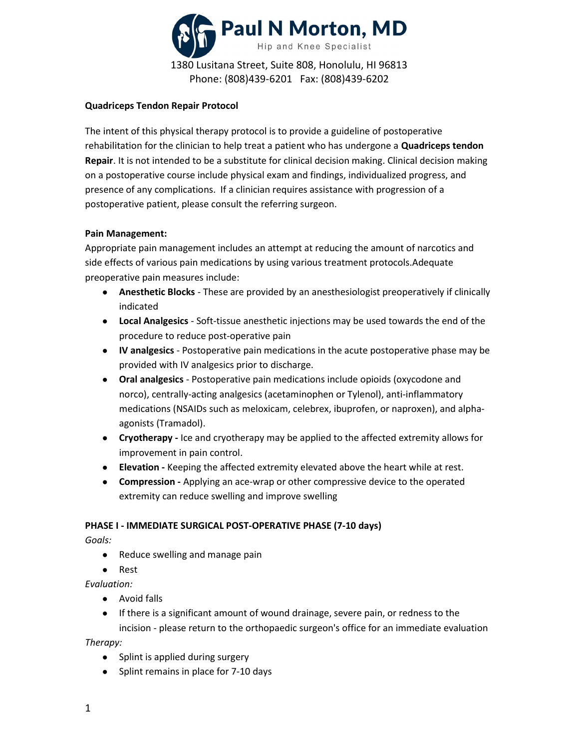# Paul N Morton, MD

Hip and Knee Specialist

1380 Lusitana Street, Suite 808, Honolulu, HI 96813
Phone: (808)439-6201 Fax: (808)439-6202

**Quadriceps Tendon Repair Protocol**

The intent of this physical therapy protocol is to provide a guideline of postoperative rehabilitation for the clinician to help treat a patient who has undergone a **Quadriceps tendon Repair**. It is not intended to be a substitute for clinical decision making. Clinical decision making on a postoperative course include physical exam and findings, individualized progress, and presence of any complications. If a clinician requires assistance with progression of a postoperative patient, please consult the referring surgeon.

**Pain Management:**

Appropriate pain management includes an attempt at reducing the amount of narcotics and side effects of various pain medications by using various treatment protocols.Adequate preoperative pain measures include:

- **Anesthetic Blocks** - These are provided by an anesthesiologist preoperatively if clinically indicated
- **Local Analgesics** - Soft-tissue anesthetic injections may be used towards the end of the procedure to reduce post-operative pain
- **IV analgesics** - Postoperative pain medications in the acute postoperative phase may be provided with IV analgesics prior to discharge.
- **Oral analgesics** - Postoperative pain medications include opioids (oxycodone and norco), centrally-acting analgesics (acetaminophen or Tylenol), anti-inflammatory medications (NSAIDs such as meloxicam, celebrex, ibuprofen, or naproxen), and alpha-agonists (Tramadol).
- **Cryotherapy -** Ice and cryotherapy may be applied to the affected extremity allows for improvement in pain control.
- **Elevation -** Keeping the affected extremity elevated above the heart while at rest.
- **Compression -** Applying an ace-wrap or other compressive device to the operated extremity can reduce swelling and improve swelling

**PHASE I - IMMEDIATE SURGICAL POST-OPERATIVE PHASE (7-10 days)**

*Goals:*

- Reduce swelling and manage pain
- Rest

*Evaluation:*

- Avoid falls
- If there is a significant amount of wound drainage, severe pain, or redness to the incision - please return to the orthopaedic surgeon's office for an immediate evaluation

*Therapy:*

- Splint is applied during surgery
- Splint remains in place for 7-10 days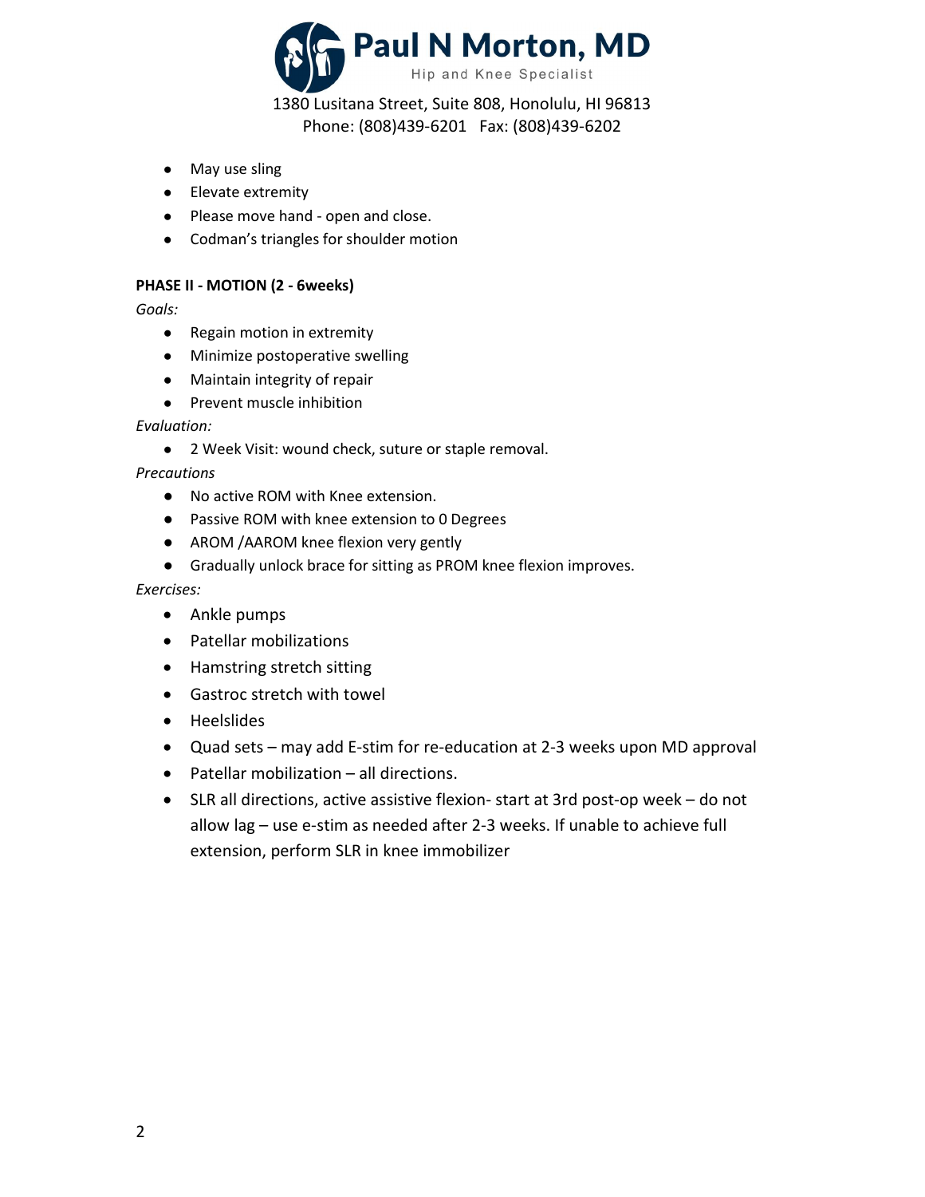- May use sling
- Elevate extremity
- Please move hand - open and close.
- Codman's triangles for shoulder motion

**PHASE II - MOTION (2 - 6weeks)**

*Goals:*

- Regain motion in extremity
- Minimize postoperative swelling
- Maintain integrity of repair
- Prevent muscle inhibition

*Evaluation:*

- 2 Week Visit: wound check, suture or staple removal.

*Precautions*

- No active ROM with Knee extension.
- Passive ROM with knee extension to 0 Degrees
- AROM /AAROM knee flexion very gently
- Gradually unlock brace for sitting as PROM knee flexion improves.

*Exercises:*

- Ankle pumps
- Patellar mobilizations
- Hamstring stretch sitting
- Gastroc stretch with towel
- Heelslides
- Quad sets – may add E-stim for re-education at 2-3 weeks upon MD approval
- Patellar mobilization – all directions.
- SLR all directions, active assistive flexion- start at 3rd post-op week – do not allow lag – use e-stim as needed after 2-3 weeks. If unable to achieve full extension, perform SLR in knee immobilizer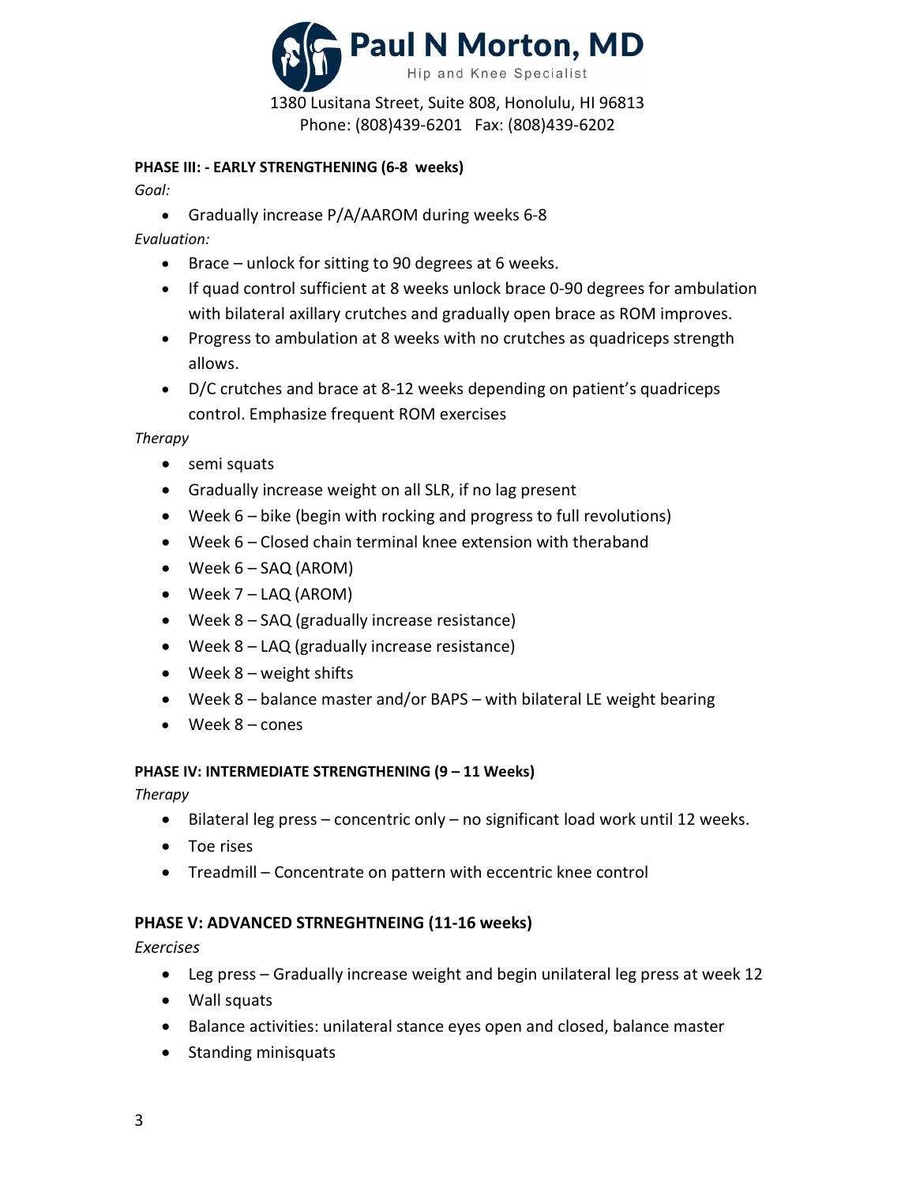**PHASE III: - EARLY STRENGTHENING (6-8 weeks)**

*Goal:*

- Gradually increase P/A/AAROM during weeks 6-8

*Evaluation:*

- Brace – unlock for sitting to 90 degrees at 6 weeks.
- If quad control sufficient at 8 weeks unlock brace 0-90 degrees for ambulation with bilateral axillary crutches and gradually open brace as ROM improves.
- Progress to ambulation at 8 weeks with no crutches as quadriceps strength allows.
- D/C crutches and brace at 8-12 weeks depending on patient's quadriceps control. Emphasize frequent ROM exercises

*Therapy*

- semi squats
- Gradually increase weight on all SLR, if no lag present
- Week 6 – bike (begin with rocking and progress to full revolutions)
- Week 6 – Closed chain terminal knee extension with theraband
- Week 6 – SAQ (AROM)
- Week 7 – LAQ (AROM)
- Week 8 – SAQ (gradually increase resistance)
- Week 8 – LAQ (gradually increase resistance)
- Week 8 – weight shifts
- Week 8 – balance master and/or BAPS – with bilateral LE weight bearing
- Week 8 – cones

**PHASE IV: INTERMEDIATE STRENGTHENING (9 – 11 Weeks)**

*Therapy*

- Bilateral leg press – concentric only – no significant load work until 12 weeks.
- Toe rises
- Treadmill – Concentrate on pattern with eccentric knee control

**PHASE V: ADVANCED STRNEGHTNEING (11-16 weeks)**

*Exercises*

- Leg press – Gradually increase weight and begin unilateral leg press at week 12
- Wall squats
- Balance activities: unilateral stance eyes open and closed, balance master
- Standing minisquats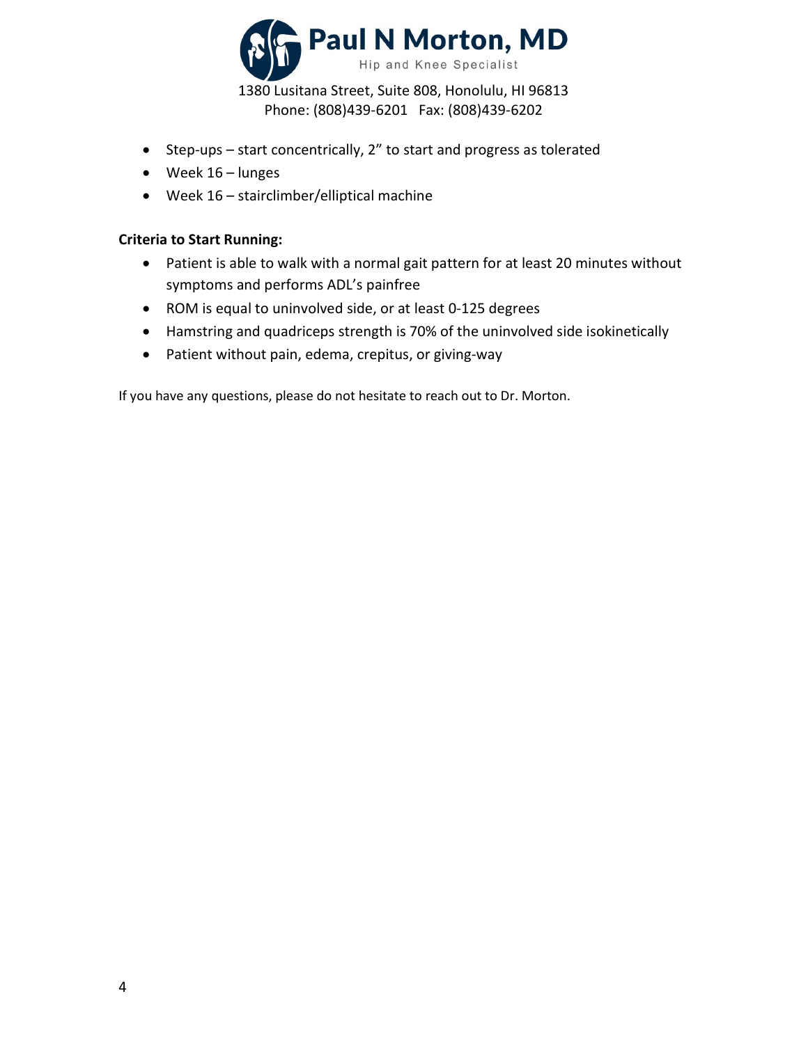- Step-ups – start concentrically, 2" to start and progress as tolerated
- Week 16 – lunges
- Week 16 – stairclimber/elliptical machine

**Criteria to Start Running:**

- Patient is able to walk with a normal gait pattern for at least 20 minutes without symptoms and performs ADL's painfree
- ROM is equal to uninvolved side, or at least 0-125 degrees
- Hamstring and quadriceps strength is 70% of the uninvolved side isokinetically
- Patient without pain, edema, crepitus, or giving-way

If you have any questions, please do not hesitate to reach out to Dr. Morton.